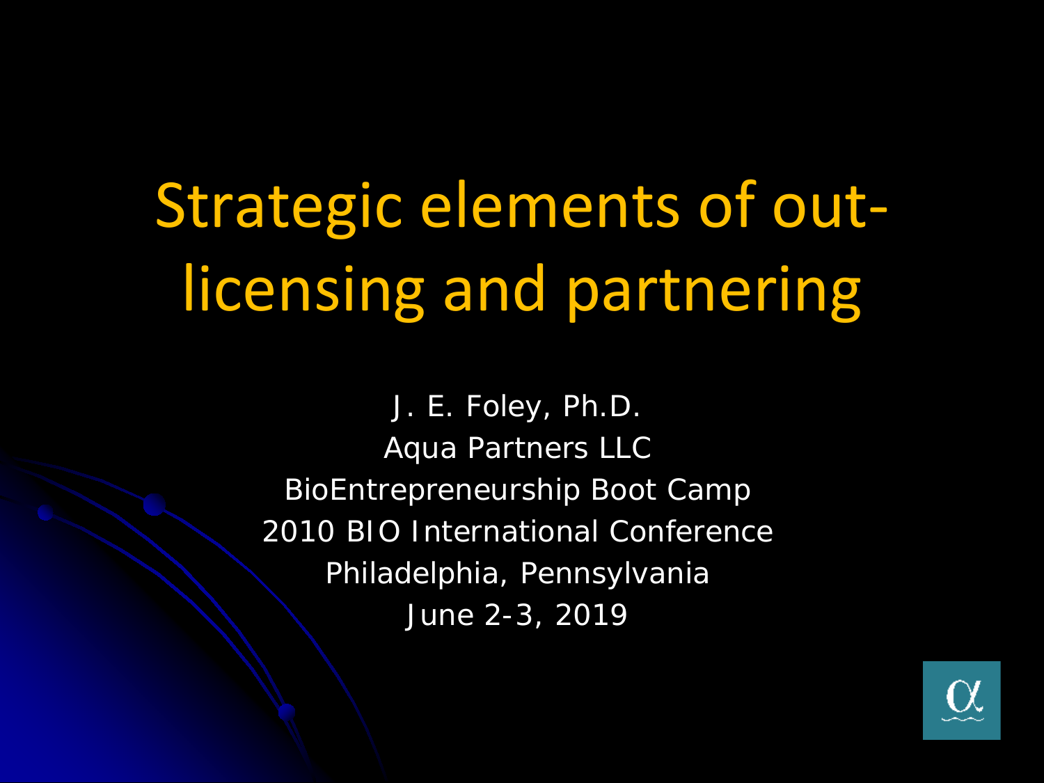# Strategic elements of out-licensing and partnering

J. E. Foley, Ph.D.

Aqua Partners LLC

BioEntrepreneurship Boot Camp

2010 BIO International Conference

Philadelphia, Pennsylvania

June 2-3, 2019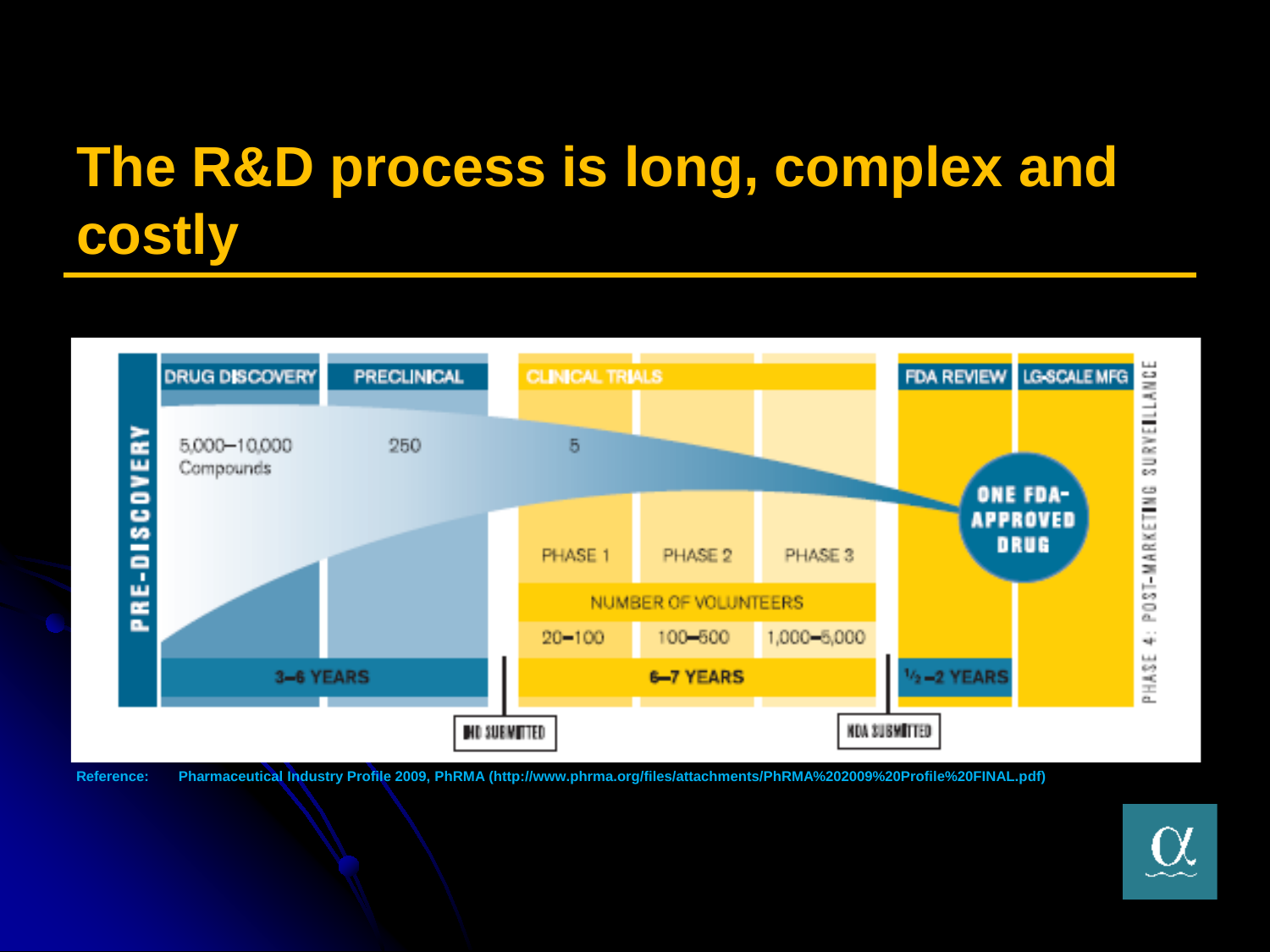# The R&D process is long, complex and costly

PRE-DISCOVERY

DRUG DISCOVERY

PRECLINICAL

CLINICAL TRIALS

FDA REVIEW

LG-SCALE MFG

PHASE 4: POST-MARKETING SURVEILLANCE

5,000–10,000 Compounds

250

5

ONE FDA-APPROVED DRUG

PHASE 1

PHASE 2

PHASE 3

NUMBER OF VOLUNTEERS

20–100

100–500

1,000–5,000

3–6 YEARS

6–7 YEARS

½–2 YEARS

IND SUBMITTED

NDA SUBMITTED

**Reference:** Pharmaceutical Industry Profile 2009, PhRMA (http://www.phrma.org/files/attachments/PhRMA%202009%20Profile%20FINAL.pdf)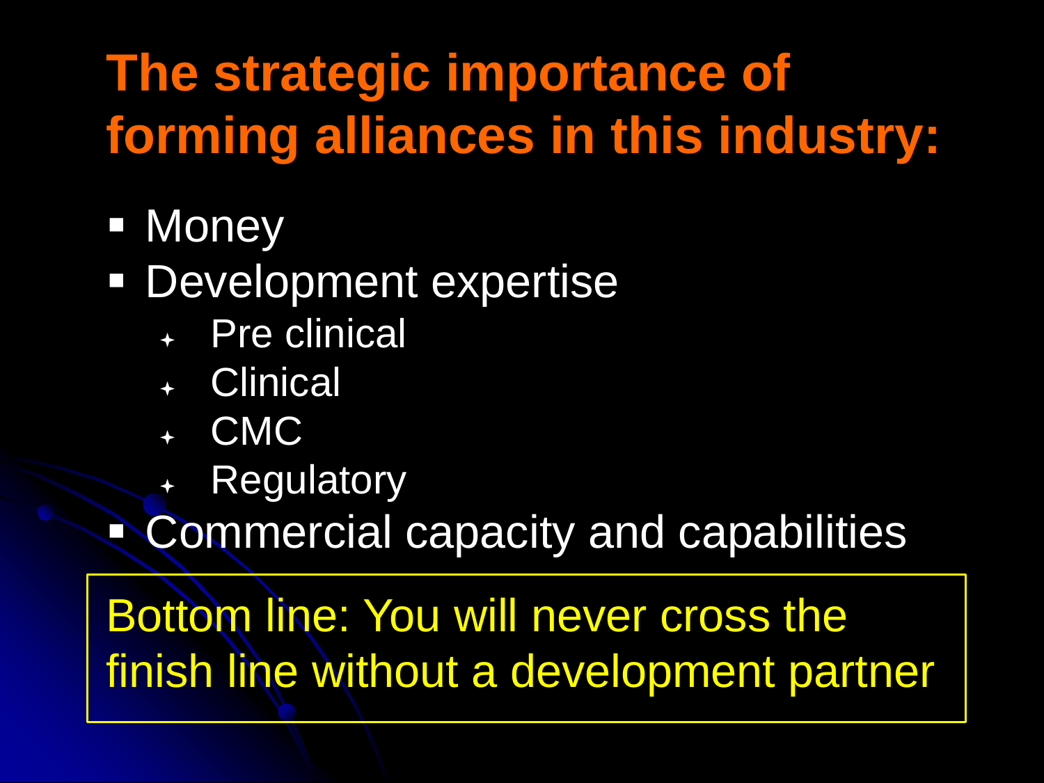# The strategic importance of forming alliances in this industry:

- Money
- Development expertise
  - Pre clinical
  - Clinical
  - CMC
  - Regulatory
- Commercial capacity and capabilities

Bottom line: You will never cross the finish line without a development partner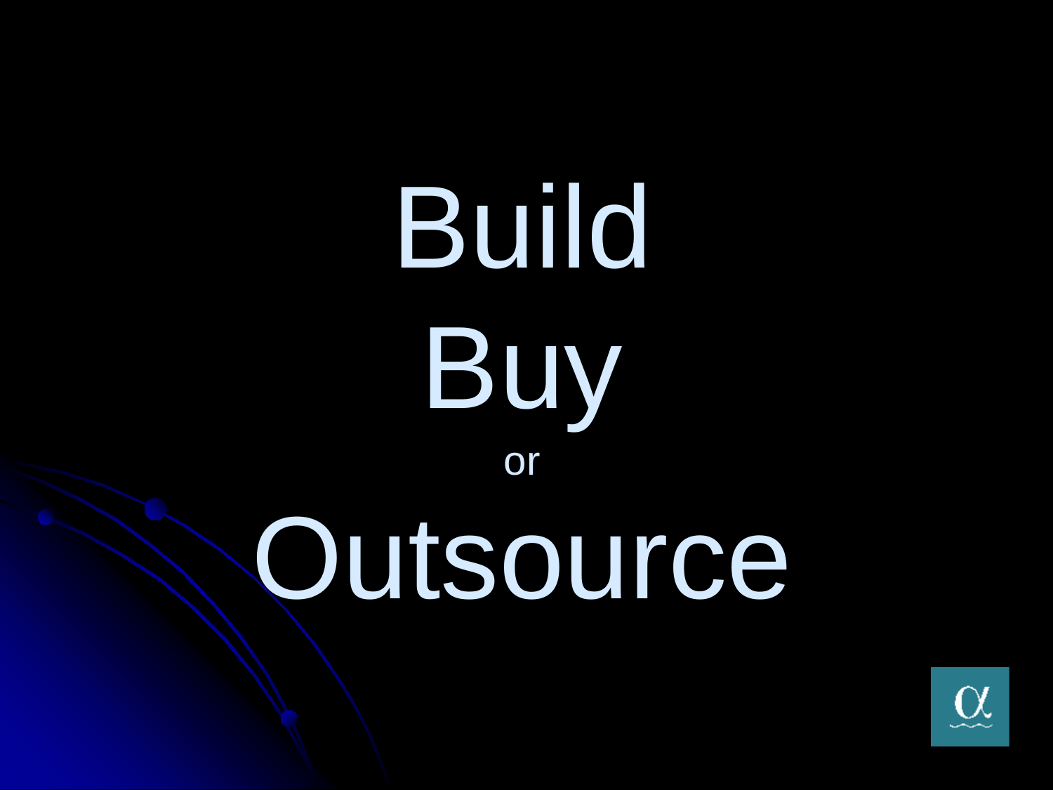# Build
# Buy
or
# Outsource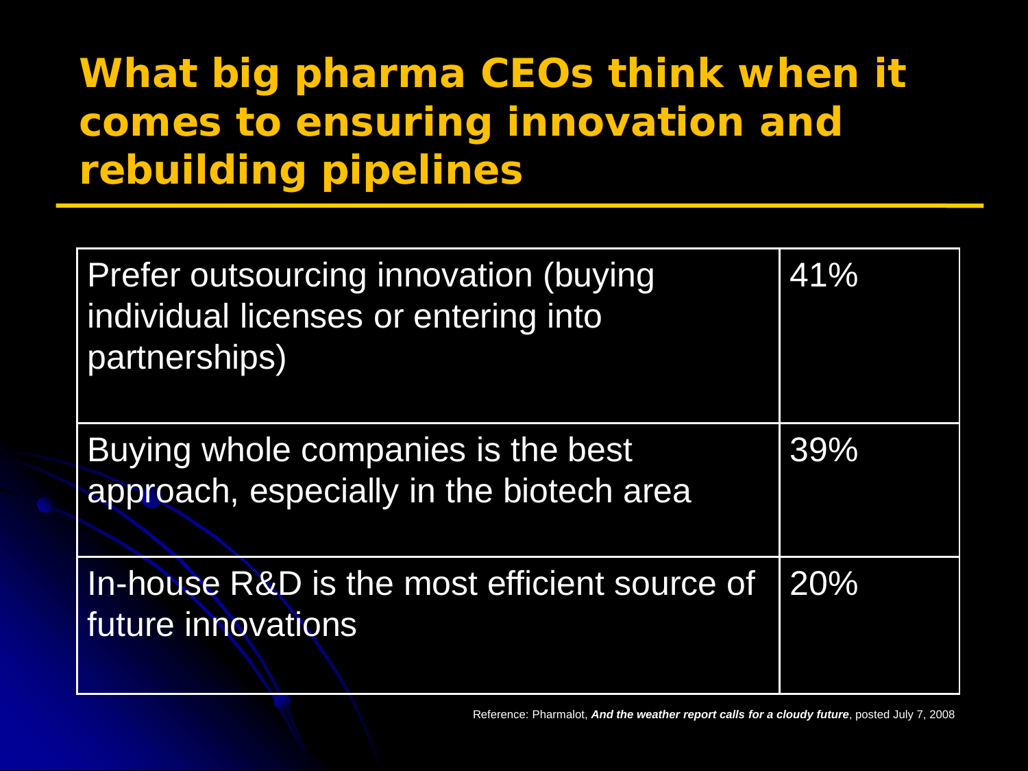# What big pharma CEOs think when it comes to ensuring innovation and rebuilding pipelines

| | |
|---|---|
| Prefer outsourcing innovation (buying individual licenses or entering into partnerships) | 41% |
| Buying whole companies is the best approach, especially in the biotech area | 39% |
| In-house R&D is the most efficient source of future innovations | 20% |

Reference: Pharmalot, ***And the weather report calls for a cloudy future***, posted July 7, 2008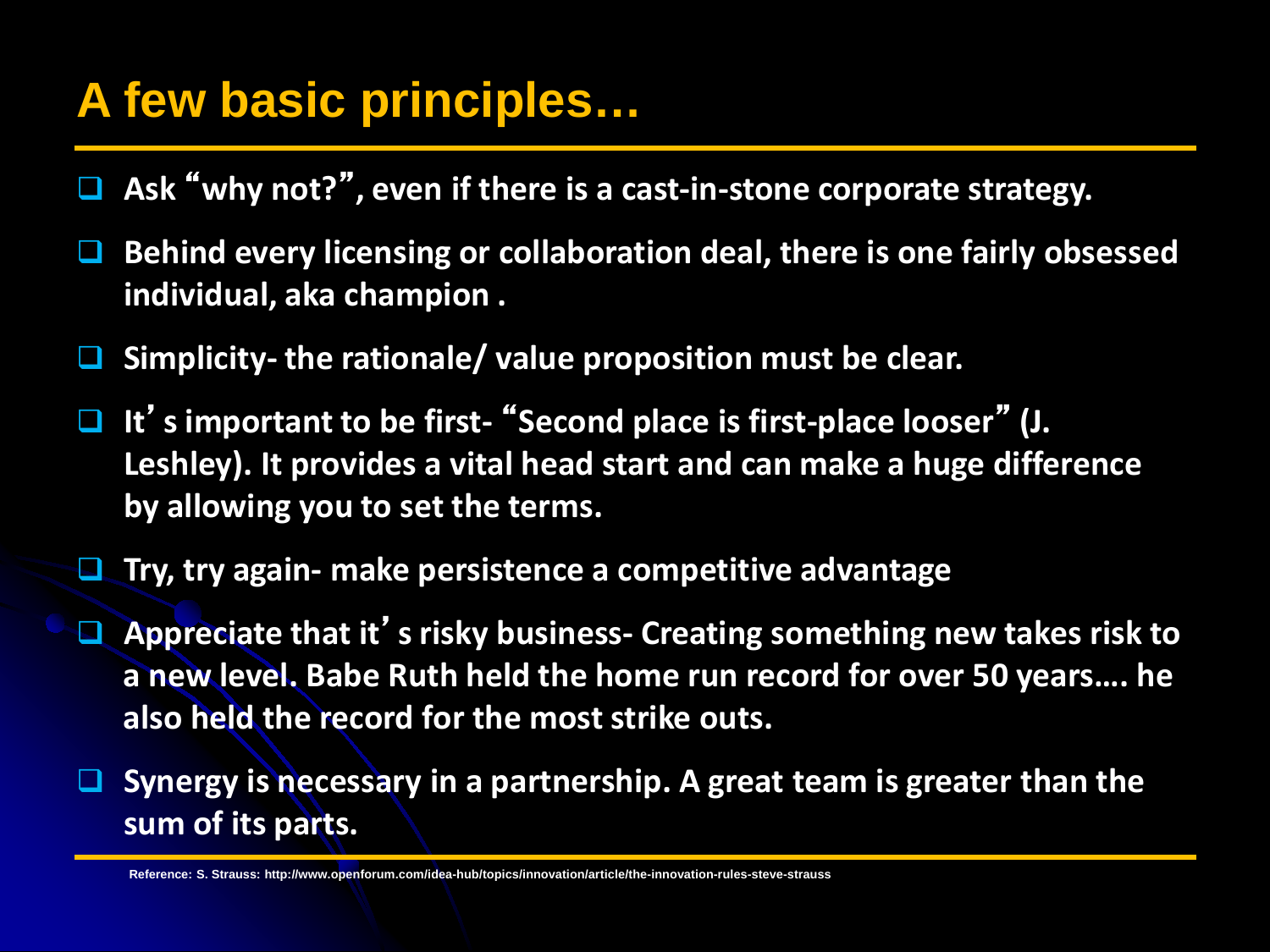# A few basic principles…

- Ask "why not?", even if there is a cast-in-stone corporate strategy.
- Behind every licensing or collaboration deal, there is one fairly obsessed individual, aka champion .
- Simplicity- the rationale/ value proposition must be clear.
- It's important to be first- "Second place is first-place looser" (J. Leshley). It provides a vital head start and can make a huge difference by allowing you to set the terms.
- Try, try again- make persistence a competitive advantage
- Appreciate that it's risky business- Creating something new takes risk to a new level. Babe Ruth held the home run record for over 50 years…. he also held the record for the most strike outs.
- Synergy is necessary in a partnership. A great team is greater than the sum of its parts.

Reference: S. Strauss: http://www.openforum.com/idea-hub/topics/innovation/article/the-innovation-rules-steve-strauss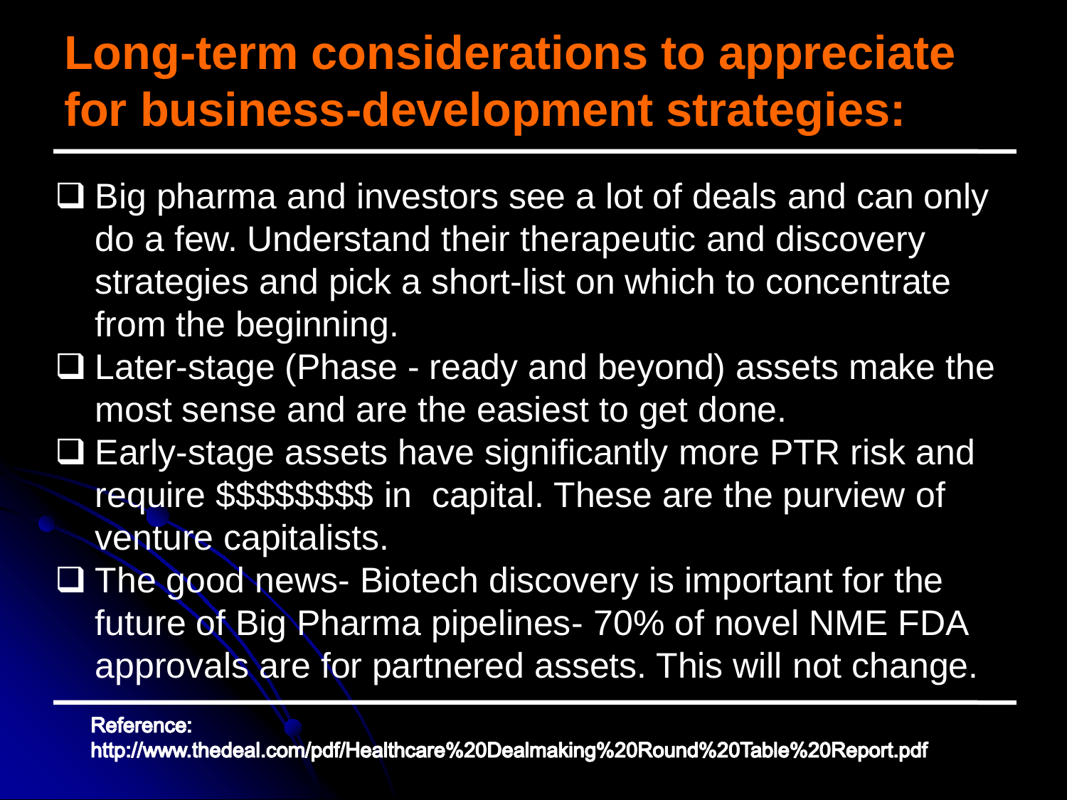# Long-term considerations to appreciate for business-development strategies:

- Big pharma and investors see a lot of deals and can only do a few. Understand their therapeutic and discovery strategies and pick a short-list on which to concentrate from the beginning.
- Later-stage (Phase - ready and beyond) assets make the most sense and are the easiest to get done.
- Early-stage assets have significantly more PTR risk and require $$$$$$$$ in capital. These are the purview of venture capitalists.
- The good news- Biotech discovery is important for the future of Big Pharma pipelines- 70% of novel NME FDA approvals are for partnered assets. This will not change.

**Reference:**
**http://www.thedeal.com/pdf/Healthcare%20Dealmaking%20Round%20Table%20Report.pdf**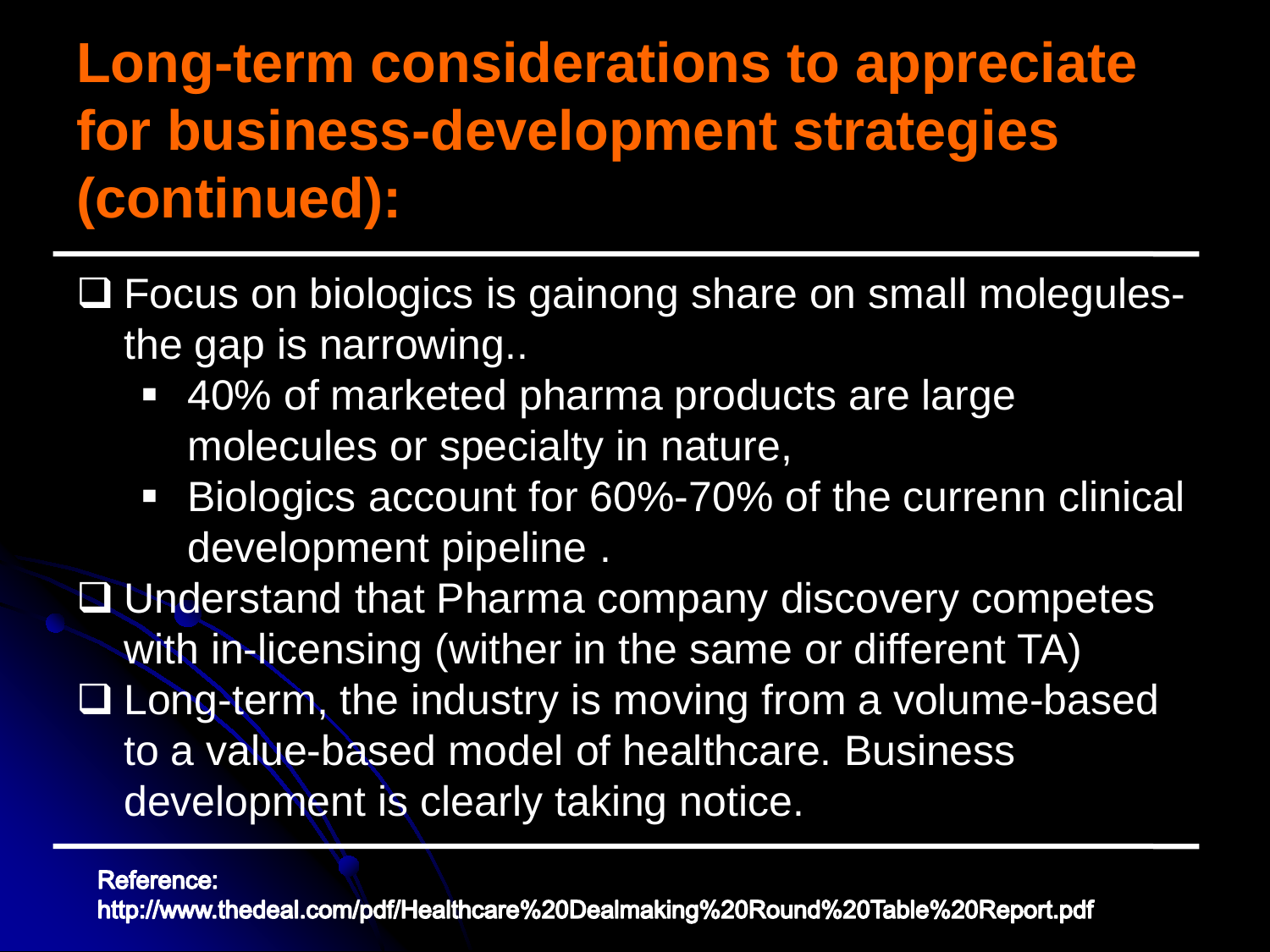# Long-term considerations to appreciate for business-development strategies (continued):

- Focus on biologics is gainong share on small molegules- the gap is narrowing..
  - 40% of marketed pharma products are large molecules or specialty in nature,
  - Biologics account for 60%-70% of the currenn clinical development pipeline .
- Understand that Pharma company discovery competes with in-licensing (wither in the same or different TA)
- Long-term, the industry is moving from a volume-based to a value-based model of healthcare. Business development is clearly taking notice.

**Reference:**
**http://www.thedeal.com/pdf/Healthcare%20Dealmaking%20Round%20Table%20Report.pdf**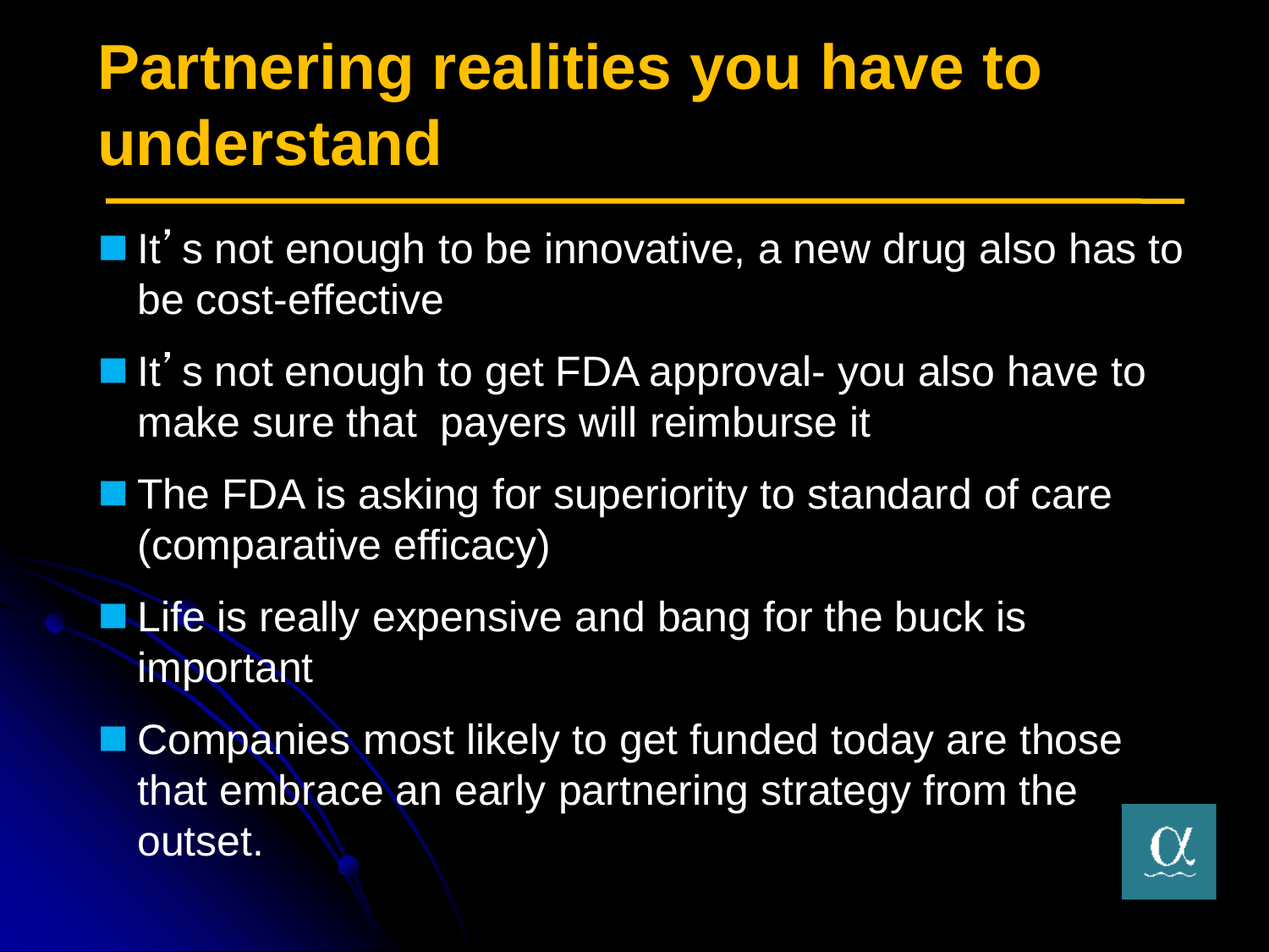# Partnering realities you have to understand

- It's not enough to be innovative, a new drug also has to be cost-effective
- It's not enough to get FDA approval- you also have to make sure that payers will reimburse it
- The FDA is asking for superiority to standard of care (comparative efficacy)
- Life is really expensive and bang for the buck is important
- Companies most likely to get funded today are those that embrace an early partnering strategy from the outset.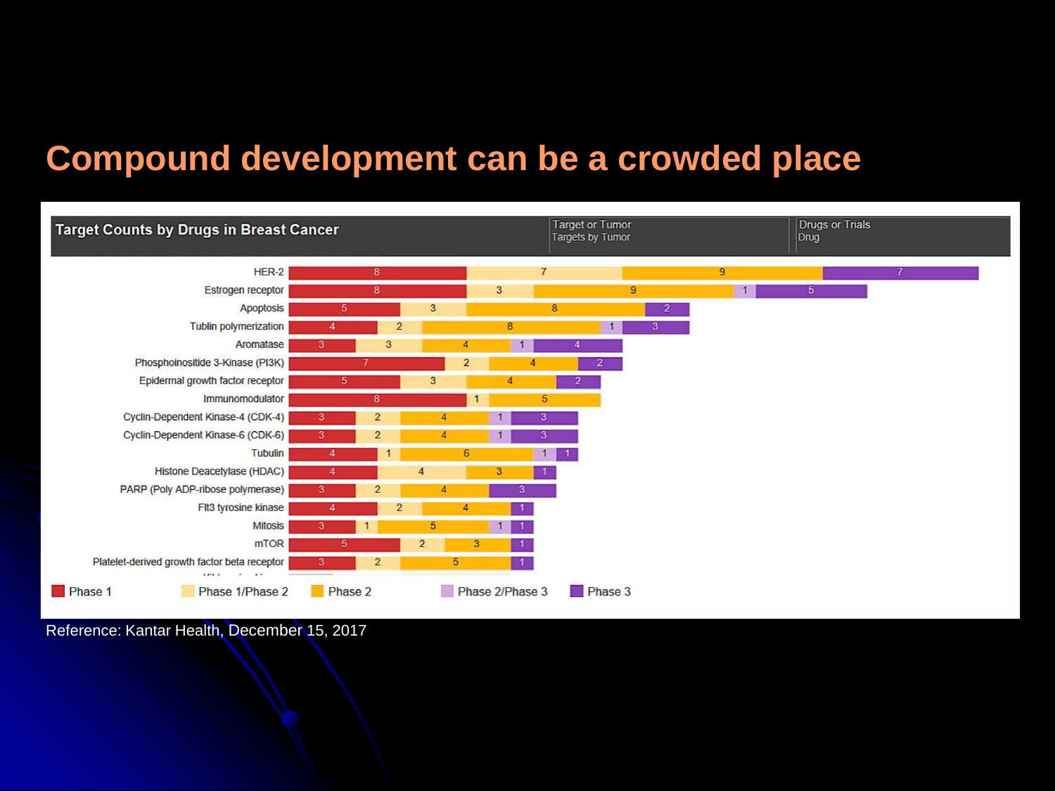# Compound development can be a crowded place

Target Counts by Drugs in Breast Cancer

Target or Tumor
Targets by Tumor

Drugs or Trials
Drug

HER-2 8 7 9 7
Estrogen receptor 8 3 9 1 5
Apoptosis 5 3 8 2
Tublin polymerization 4 2 8 1 3
Aromatase 3 3 4 1 4
Phosphoinositide 3-Kinase (PI3K) 7 2 4 2
Epidermal growth factor receptor 5 3 4 2
Immunomodulator 8 1 5
Cyclin-Dependent Kinase-4 (CDK-4) 3 2 4 1 3
Cyclin-Dependent Kinase-6 (CDK-6) 3 2 4 1 3
Tubulin 4 1 6 1 1
Histone Deacetylase (HDAC) 4 4 3 1
PARP (Poly ADP-ribose polymerase) 3 2 4 3
Flt3 tyrosine kinase 4 2 4 1
Mitosis 3 1 5 1 1
mTOR 5 2 3 1
Platelet-derived growth factor beta receptor 3 2 5 1

Phase 1 Phase 1/Phase 2 Phase 2 Phase 2/Phase 3 Phase 3

Reference: Kantar Health, December 15, 2017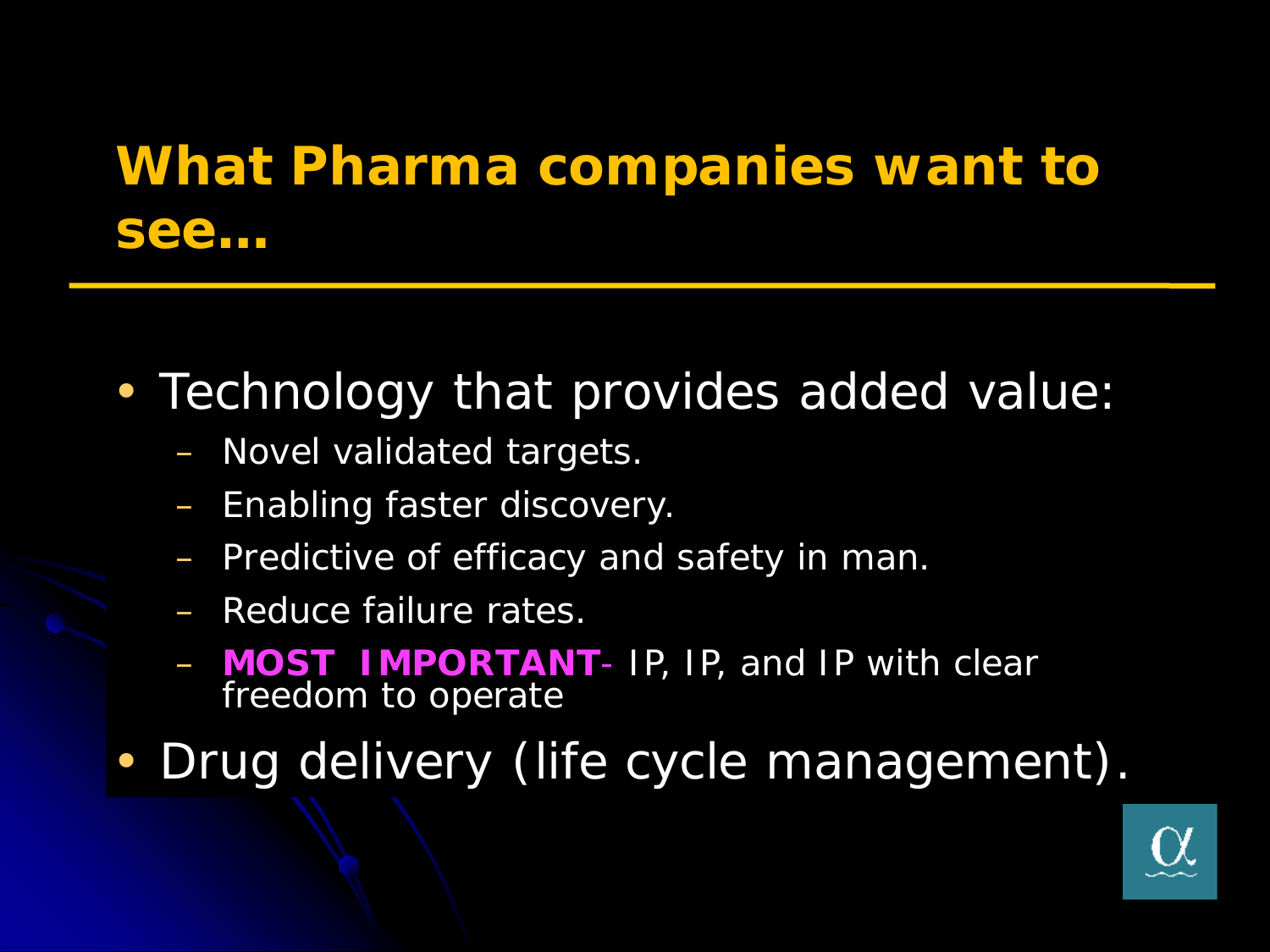# What Pharma companies want to see…

- Technology that provides added value:
  - Novel validated targets.
  - Enabling faster discovery.
  - Predictive of efficacy and safety in man.
  - Reduce failure rates.
  - **MOST IMPORTANT**- IP, IP, and IP with clear freedom to operate
- Drug delivery (life cycle management).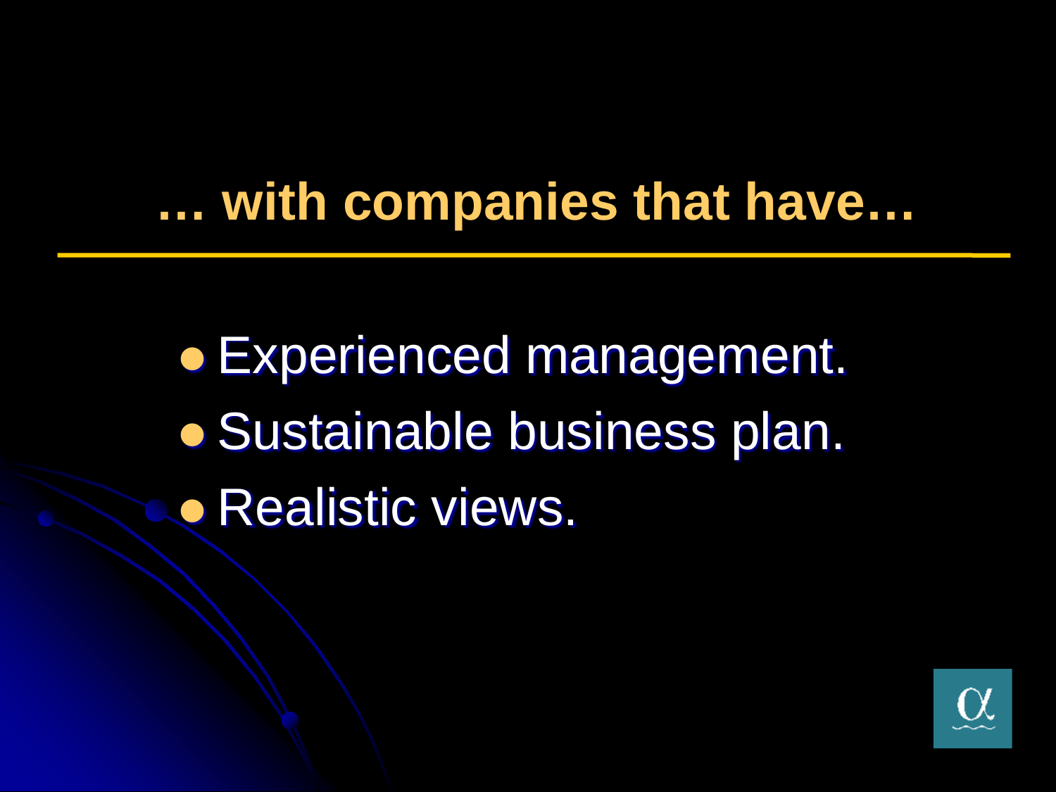# … with companies that have…

- Experienced management.
- Sustainable business plan.
- Realistic views.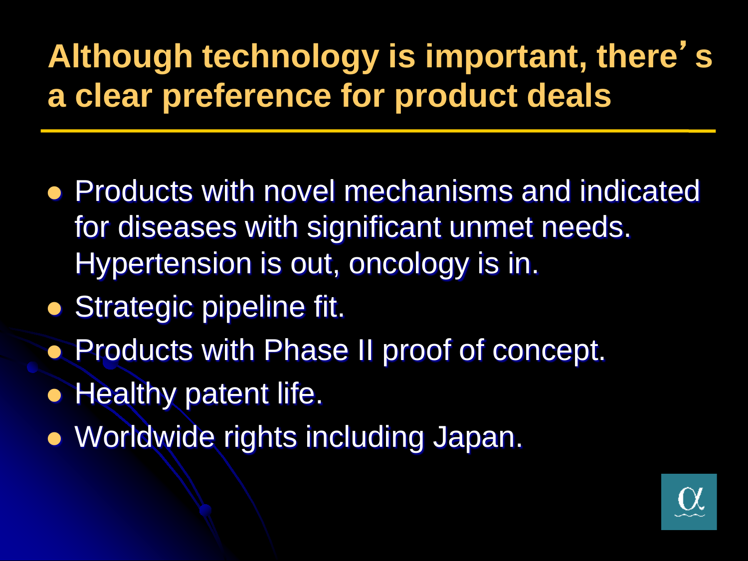# Although technology is important, there's a clear preference for product deals

- Products with novel mechanisms and indicated for diseases with significant unmet needs. Hypertension is out, oncology is in.
- Strategic pipeline fit.
- Products with Phase II proof of concept.
- Healthy patent life.
- Worldwide rights including Japan.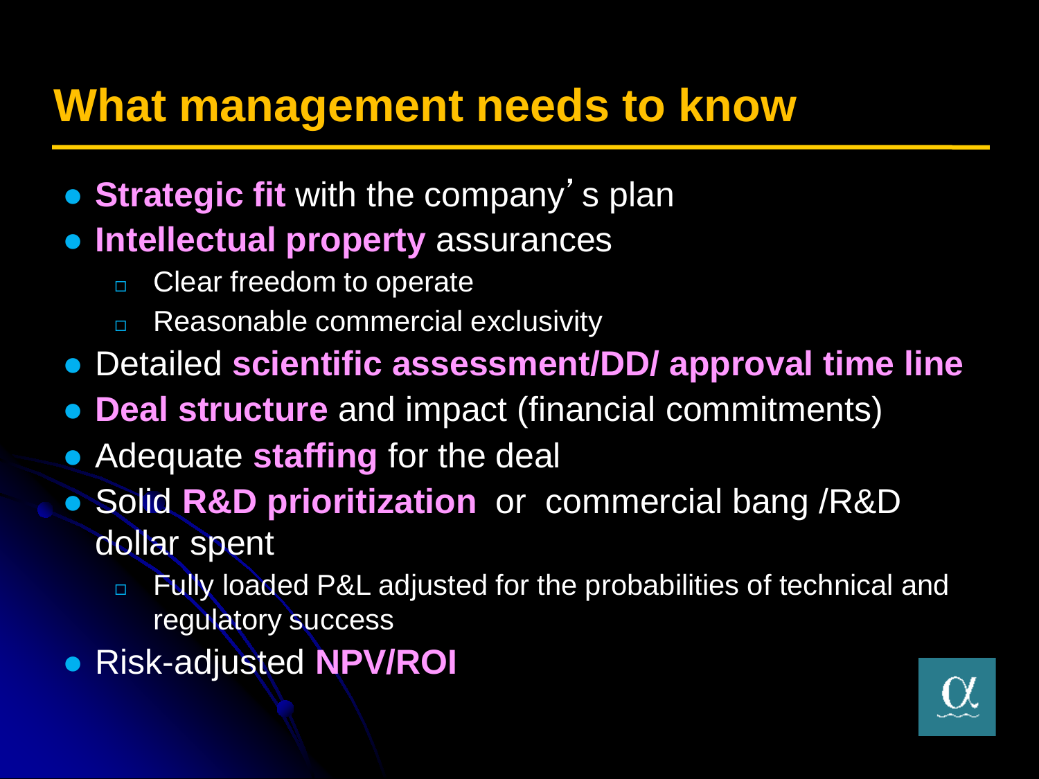# What management needs to know

- **Strategic fit** with the company's plan
- **Intellectual property** assurances
  - Clear freedom to operate
  - Reasonable commercial exclusivity
- Detailed **scientific assessment/DD/ approval time line**
- **Deal structure** and impact (financial commitments)
- Adequate **staffing** for the deal
- Solid **R&D prioritization** or commercial bang /R&D dollar spent
  - Fully loaded P&L adjusted for the probabilities of technical and regulatory success
- Risk-adjusted **NPV/ROI**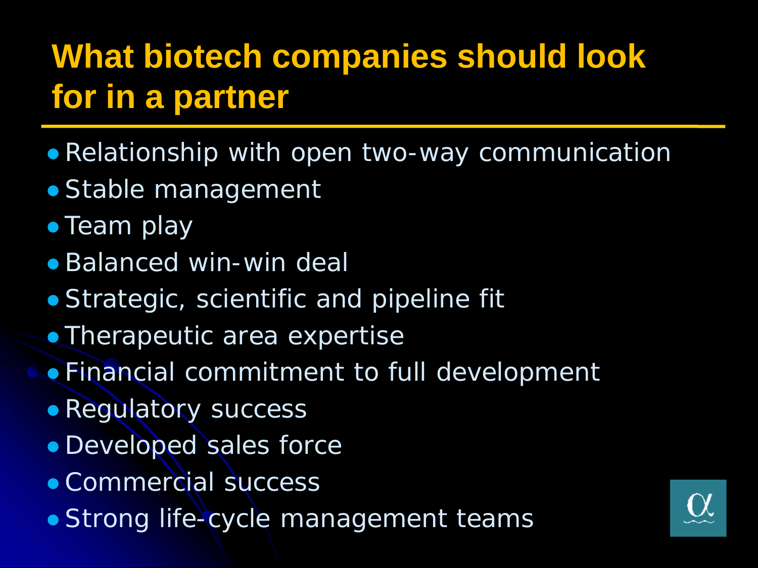# What biotech companies should look for in a partner

- Relationship with open two-way communication
- Stable management
- Team play
- Balanced win-win deal
- Strategic, scientific and pipeline fit
- Therapeutic area expertise
- Financial commitment to full development
- Regulatory success
- Developed sales force
- Commercial success
- Strong life-cycle management teams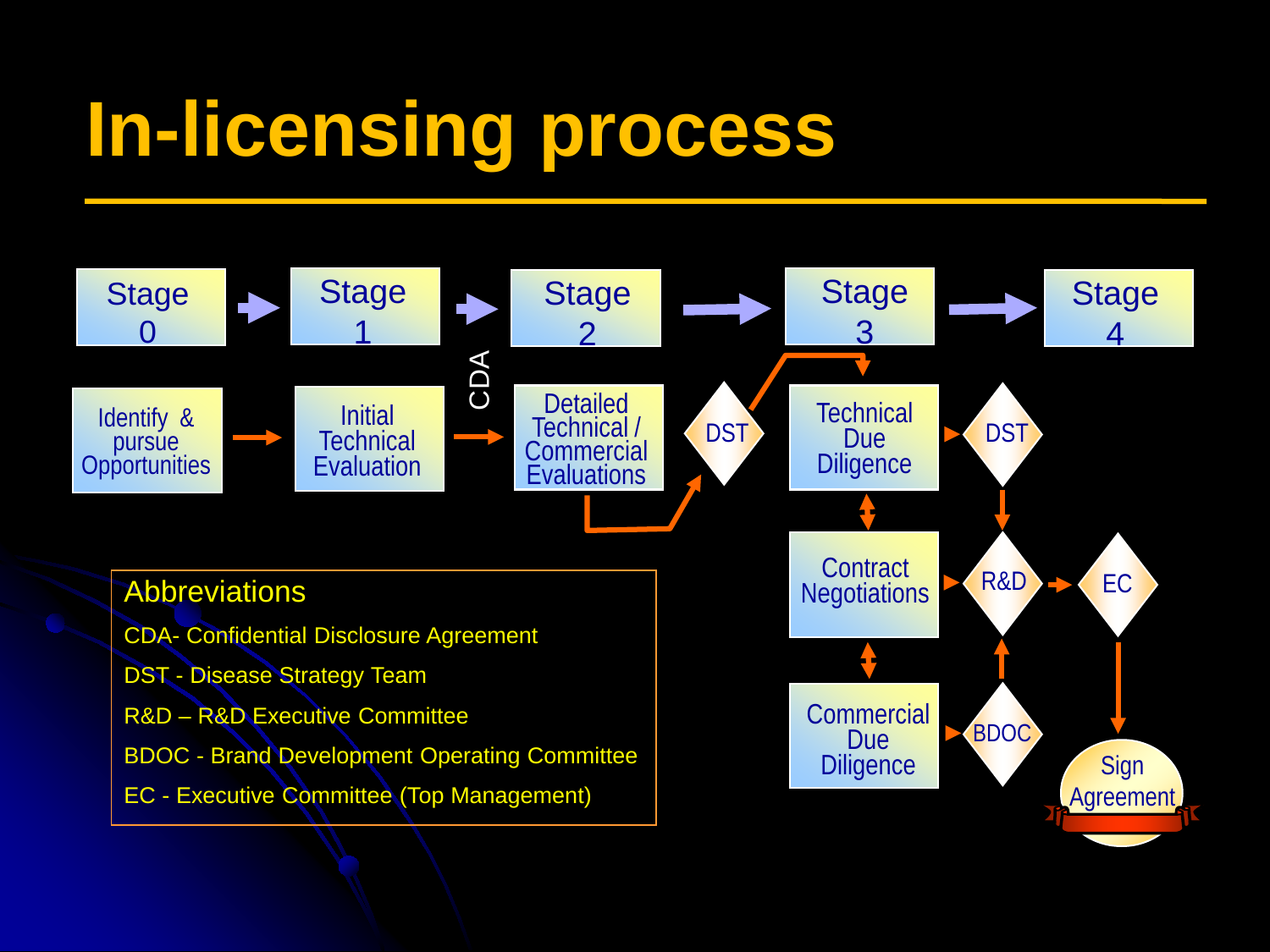# In-licensing process

Stage 0

Stage 1

Stage 2

Stage 3

Stage 4

Identify & pursue Opportunities

Initial Technical Evaluation

CDA

Detailed Technical / Commercial Evaluations

DST

Technical Due Diligence

DST

Contract Negotiations

R&D

EC

Commercial Due Diligence

BDOC

Sign Agreement

**Abbreviations**

CDA- Confidential Disclosure Agreement

DST - Disease Strategy Team

R&D – R&D Executive Committee

BDOC - Brand Development Operating Committee

EC - Executive Committee (Top Management)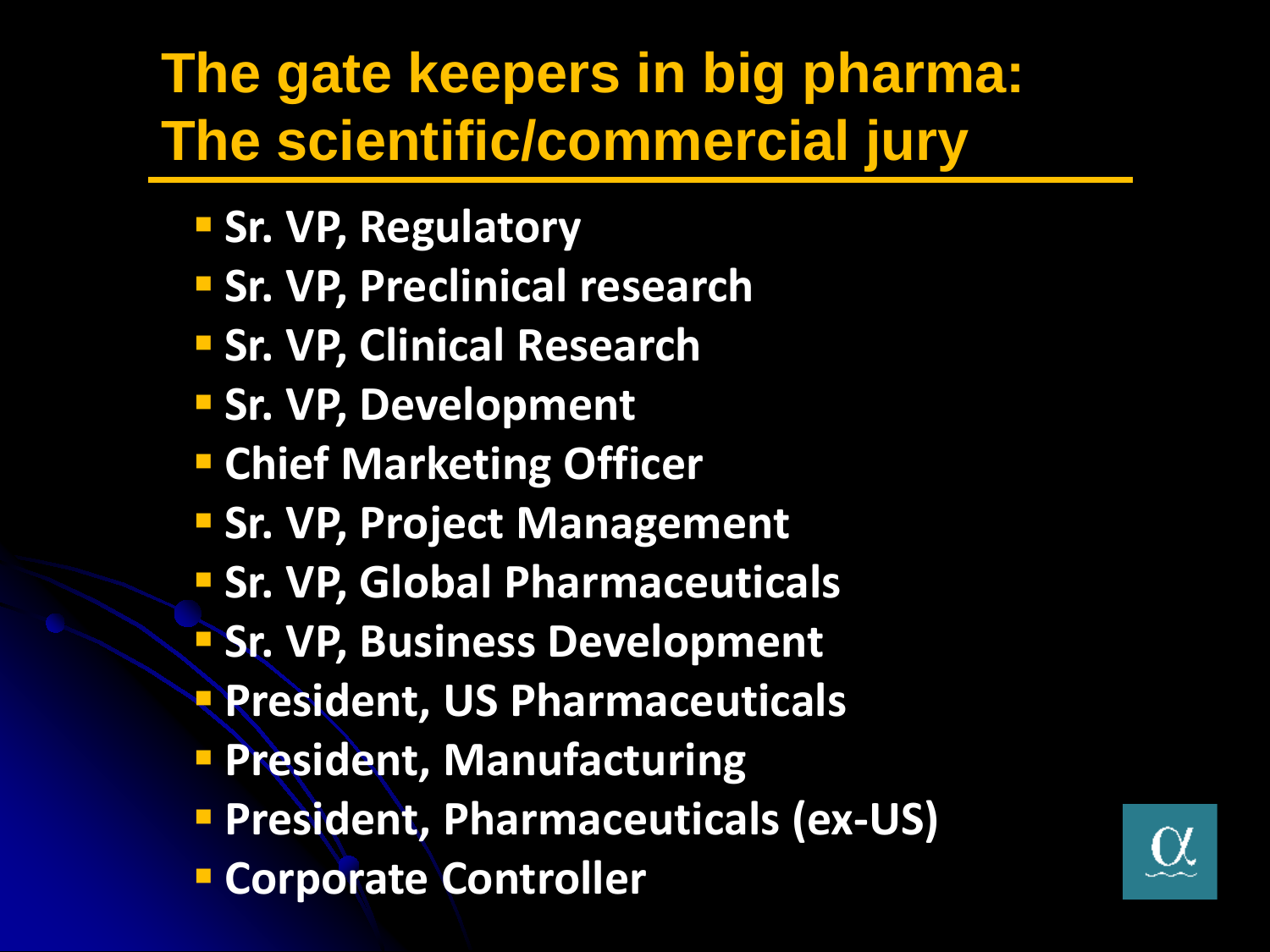# The gate keepers in big pharma: The scientific/commercial jury

- Sr. VP, Regulatory
- Sr. VP, Preclinical research
- Sr. VP, Clinical Research
- Sr. VP, Development
- Chief Marketing Officer
- Sr. VP, Project Management
- Sr. VP, Global Pharmaceuticals
- Sr. VP, Business Development
- President, US Pharmaceuticals
- President, Manufacturing
- President, Pharmaceuticals (ex-US)
- Corporate Controller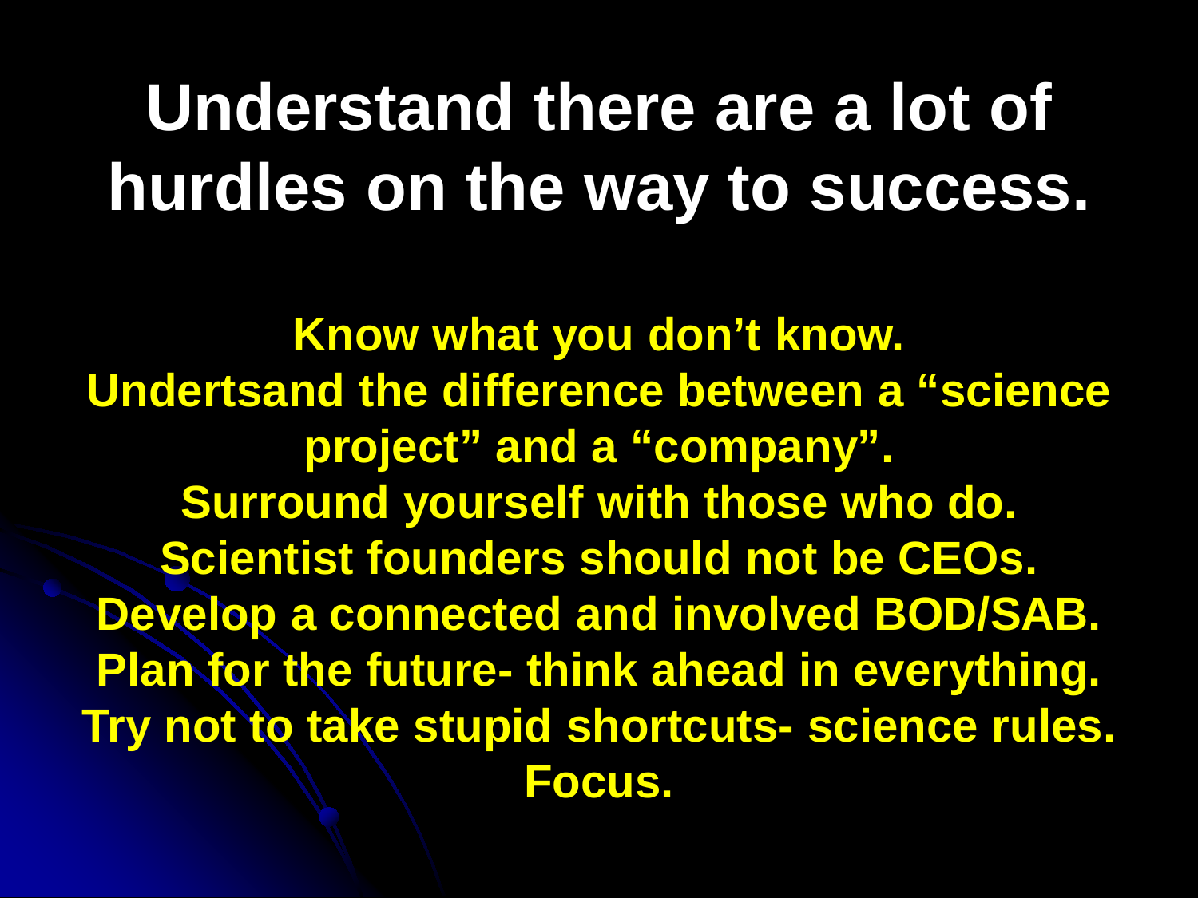# Understand there are a lot of hurdles on the way to success.

**Know what you don't know.**
**Undertsand the difference between a "science project" and a "company".**
**Surround yourself with those who do.**
**Scientist founders should not be CEOs.**
**Develop a connected and involved BOD/SAB.**
**Plan for the future- think ahead in everything.**
**Try not to take stupid shortcuts- science rules.**
**Focus.**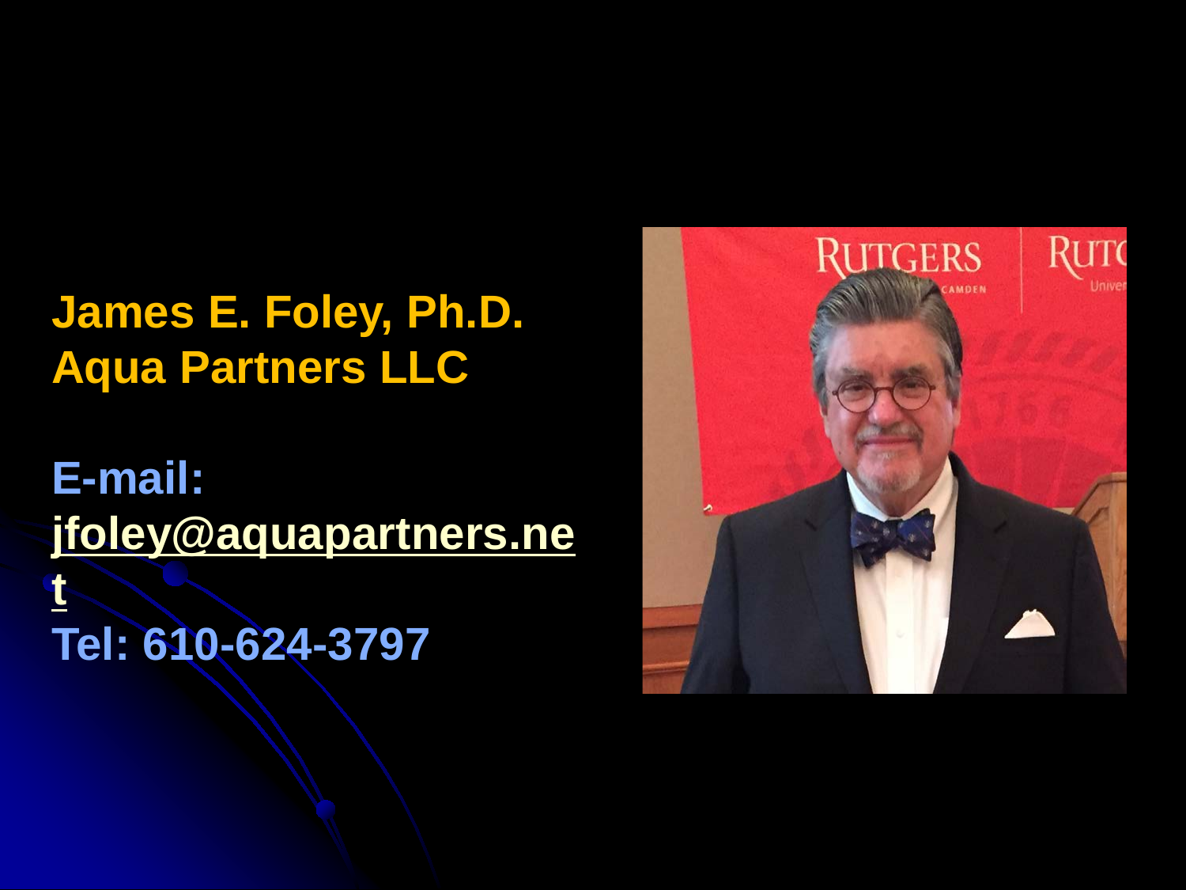**James E. Foley, Ph.D.**
**Aqua Partners LLC**

**E-mail: jfoley@aquapartners.net**

**Tel: 610-624-3797**